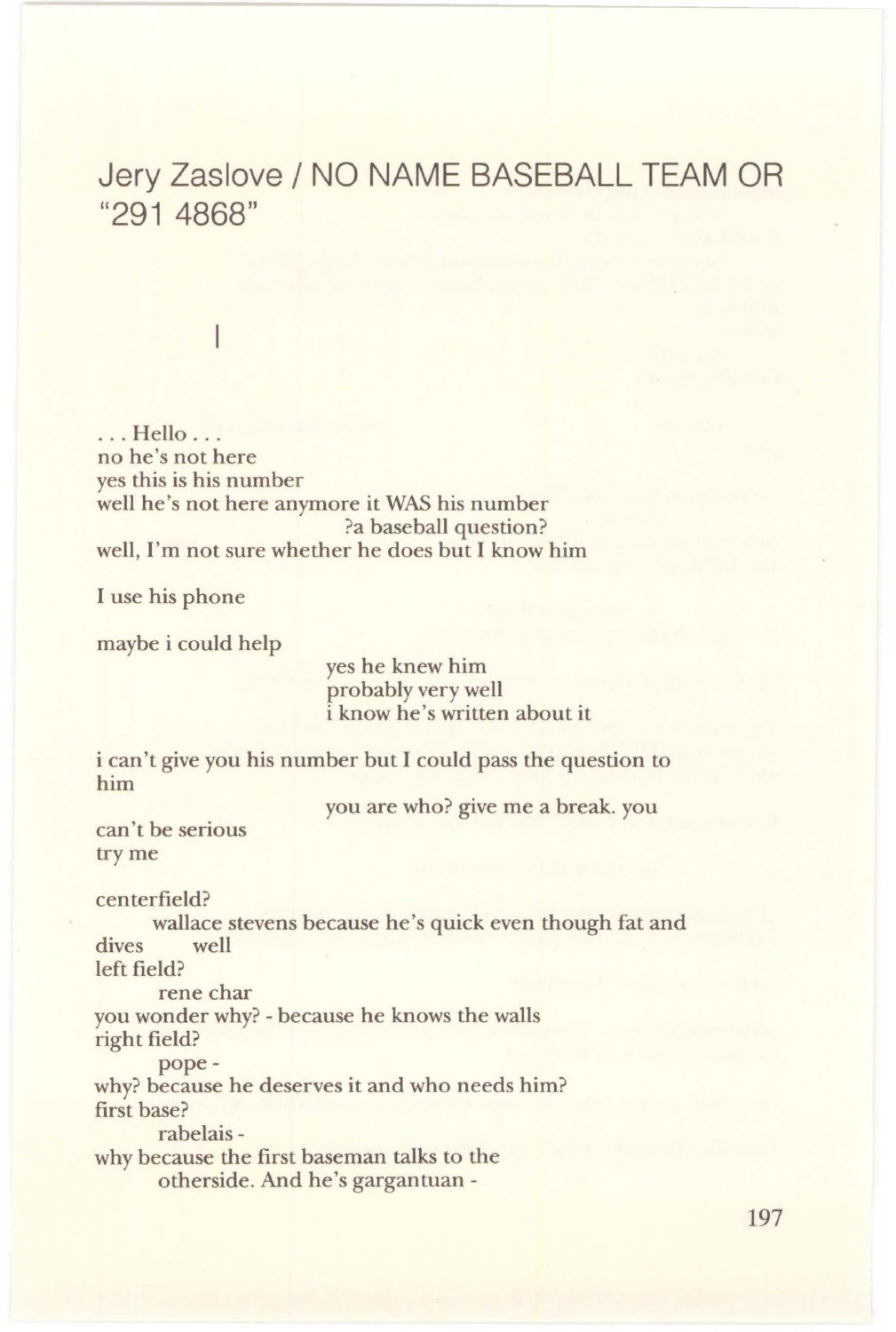# Jery Zaslove / NO NAME BASEBALL TEAM OR "291 4868"

## I

. . . Hello . . .
no he's not here
yes this is his number
well he's not here anymore it WAS his number
                              ?a baseball question?
well, I'm not sure whether he does but I know him

I use his phone

maybe i could help
                              yes he knew him
                              probably very well
                              i know he's written about it

i can't give you his number but I could pass the question to
him
                              you are who? give me a break. you
can't be serious
try me

centerfield?
      wallace stevens because he's quick even though fat and
dives       well
left field?
      rene char
you wonder why? - because he knows the walls
right field?
      pope -
why? because he deserves it and who needs him?
first base?
      rabelais -
why because the first baseman talks to the
      otherside. And he's gargantuan -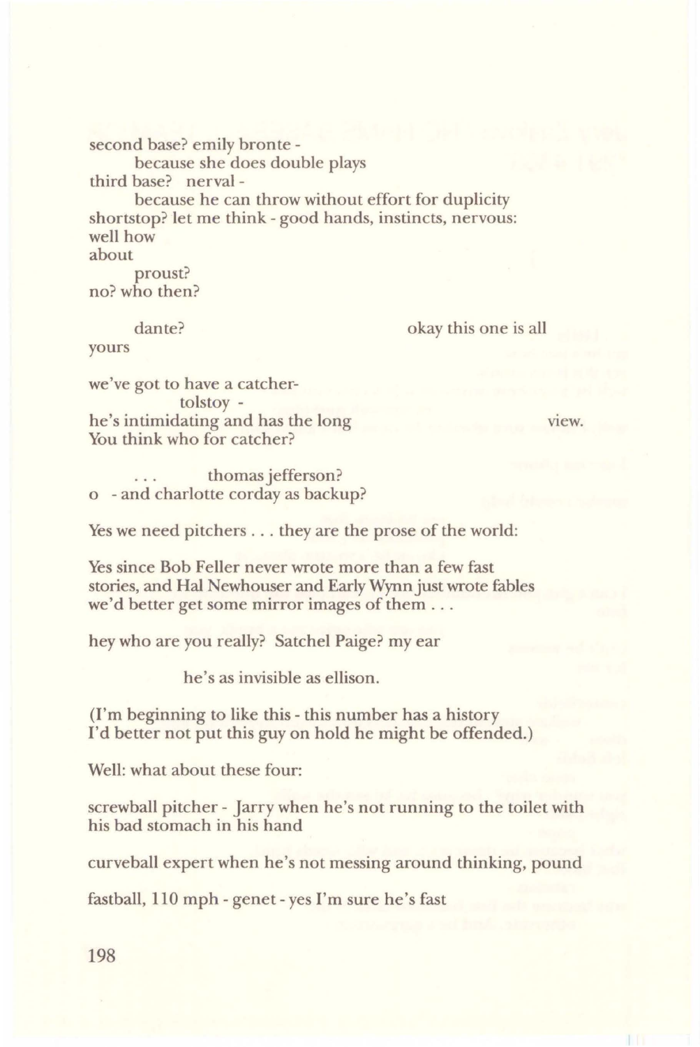second base? emily bronte -
    because she does double plays
third base? nerval -
    because he can throw without effort for duplicity
shortstop? let me think - good hands, instincts, nervous:
well how
about
    proust?
no? who then?

    dante?                                        okay this one is all
yours

we've got to have a catcher-
        tolstoy -
he's intimidating and has the long                                        view.
You think who for catcher?

    . . .     thomas jefferson?
o  - and charlotte corday as backup?

Yes we need pitchers . . . they are the prose of the world:

Yes since Bob Feller never wrote more than a few fast
stories, and Hal Newhouser and Early Wynn just wrote fables
we'd better get some mirror images of them . . .

hey who are you really? Satchel Paige? my ear

        he's as invisible as ellison.

(I'm beginning to like this - this number has a history
I'd better not put this guy on hold he might be offended.)

Well: what about these four:

screwball pitcher - Jarry when he's not running to the toilet with
his bad stomach in his hand

curveball expert when he's not messing around thinking, pound

fastball, 110 mph - genet - yes I'm sure he's fast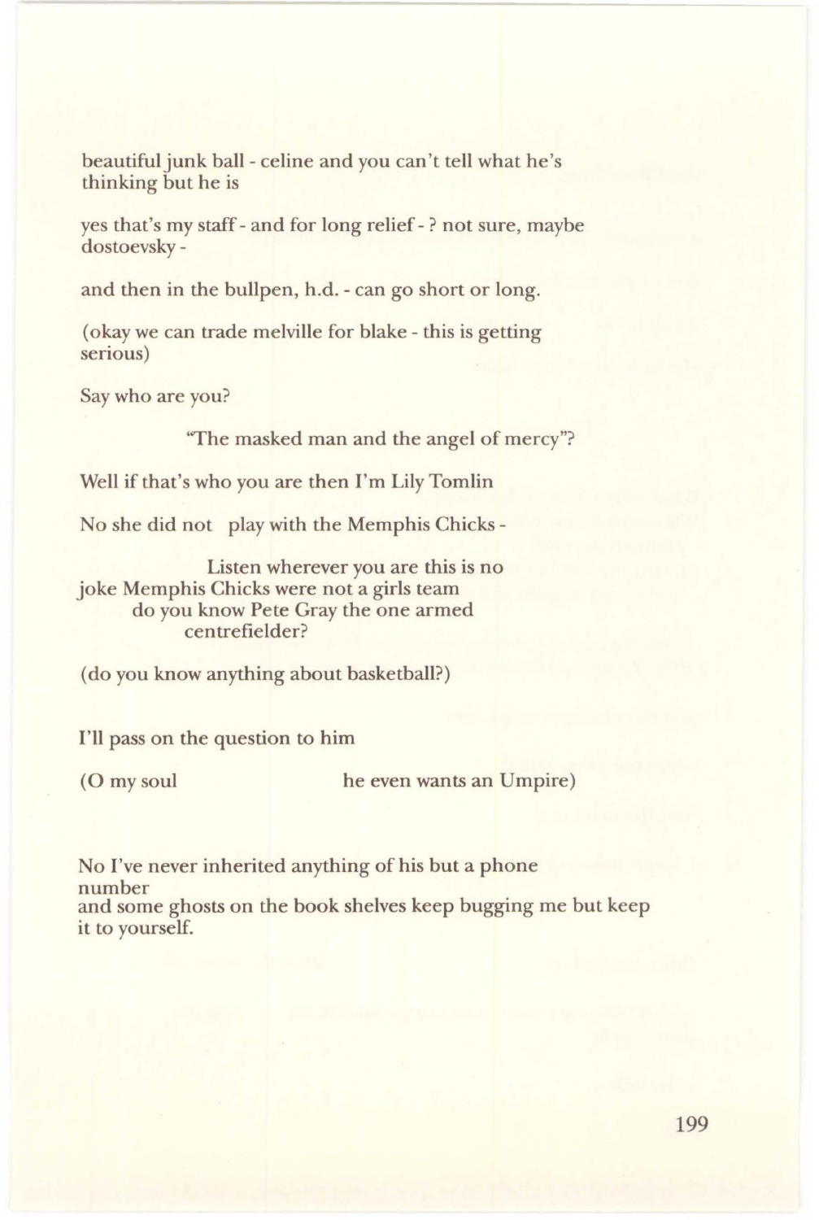beautiful junk ball - celine and you can't tell what he's
thinking but he is

yes that's my staff - and for long relief - ? not sure, maybe
dostoevsky -

and then in the bullpen, h.d. - can go short or long.

(okay we can trade melville for blake - this is getting
serious)

Say who are you?

        "The masked man and the angel of mercy"?

Well if that's who you are then I'm Lily Tomlin

No she did not  play with the Memphis Chicks -

        Listen wherever you are this is no
joke Memphis Chicks were not a girls team
    do you know Pete Gray the one armed
        centrefielder?

(do you know anything about basketball?)

I'll pass on the question to him

(O my soul                he even wants an Umpire)

No I've never inherited anything of his but a phone
number
and some ghosts on the book shelves keep bugging me but keep
it to yourself.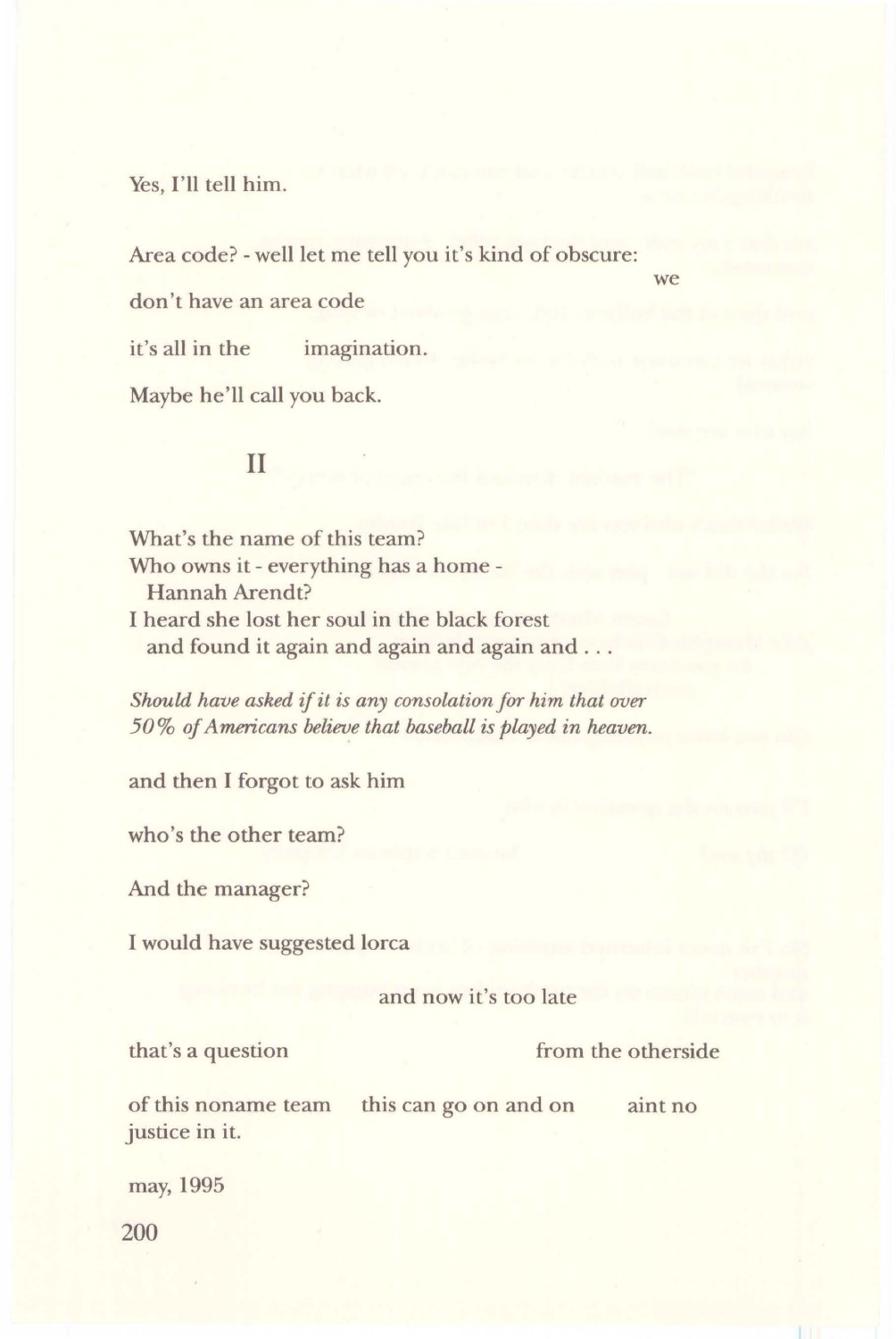Yes, I'll tell him.

Area code? - well let me tell you it's kind of obscure:
we
don't have an area code

it's all in the imagination.

Maybe he'll call you back.

## II

What's the name of this team?
Who owns it - everything has a home -
Hannah Arendt?
I heard she lost her soul in the black forest
and found it again and again and again and . . .

*Should have asked if it is any consolation for him that over 50% of Americans believe that baseball is played in heaven.*

and then I forgot to ask him

who's the other team?

And the manager?

I would have suggested lorca

and now it's too late

that's a question from the otherside

of this noname team this can go on and on aint no justice in it.

may, 1995